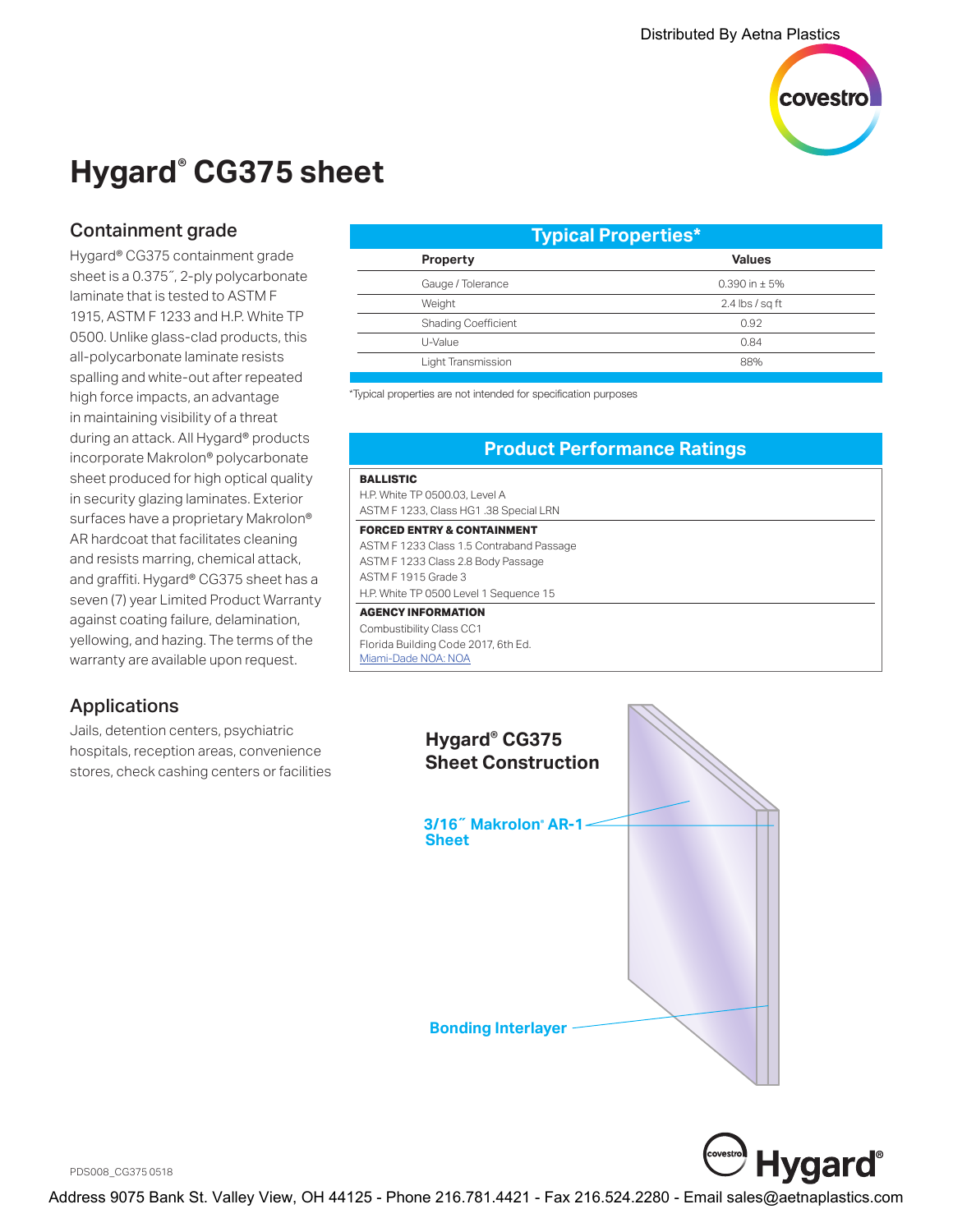Distributed By Aetna Plastics

# Hygard® CG375 sheet

## Containment grade

Hygard® CG375 containment grade sheet is a 0.375˝, 2-ply polycarbonate laminate that is tested to ASTM F 1915, ASTM F 1233 and H.P. White TP 0500. Unlike glass-clad products, this all-polycarbonate laminate resists spalling and white-out after repeated high force impacts, an advantage in maintaining visibility of a threat during an attack. All Hygard® products incorporate Makrolon® polycarbonate sheet produced for high optical quality in security glazing laminates. Exterior surfaces have a proprietary Makrolon® AR hardcoat that facilitates cleaning and resists marring, chemical attack, and graffiti. Hygard® CG375 sheet has a seven (7) year Limited Product Warranty against coating failure, delamination, yellowing, and hazing. The terms of the warranty are available upon request.

## Applications

Jails, detention centers, psychiatric hospitals, reception areas, convenience stores, check cashing centers or facilities

### Typical Properties*

| Property | Values |
|---|---|
| Gauge / Tolerance | 0.390 in ± 5% |
| Weight | 2.4 lbs / sq ft |
| Shading Coefficient | 0.92 |
| U-Value | 0.84 |
| Light Transmission | 88% |

*Typical properties are not intended for specification purposes

### Product Performance Ratings

**BALLISTIC**
H.P. White TP 0500.03, Level A
ASTM F 1233, Class HG1 .38 Special LRN

**FORCED ENTRY & CONTAINMENT**
ASTM F 1233 Class 1.5 Contraband Passage
ASTM F 1233 Class 2.8 Body Passage
ASTM F 1915 Grade 3
H.P. White TP 0500 Level 1 Sequence 15

**AGENCY INFORMATION**
Combustibility Class CC1
Florida Building Code 2017, 6th Ed.
Miami-Dade NOA: NOA

### Hygard® CG375 Sheet Construction

3/16˝ Makrolon® AR-1 Sheet

Bonding Interlayer

PDS008_CG375 0518

Address 9075 Bank St. Valley View, OH 44125 - Phone 216.781.4421 - Fax 216.524.2280 - Email sales@aetnaplastics.com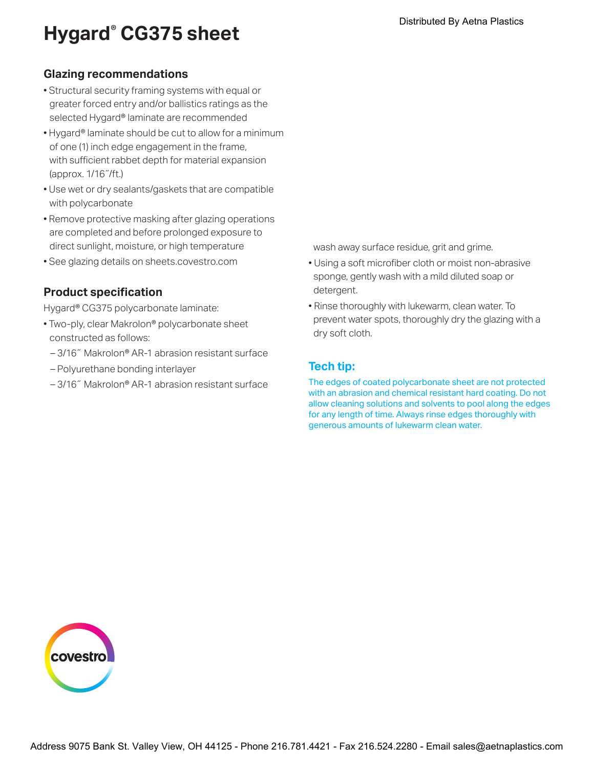# Hygard® CG375 sheet

Distributed By Aetna Plastics

## Glazing recommendations

- Structural security framing systems with equal or greater forced entry and/or ballistics ratings as the selected Hygard® laminate are recommended
- Hygard® laminate should be cut to allow for a minimum of one (1) inch edge engagement in the frame, with sufficient rabbet depth for material expansion (approx. 1/16˝/ft.)
- Use wet or dry sealants/gaskets that are compatible with polycarbonate
- Remove protective masking after glazing operations are completed and before prolonged exposure to direct sunlight, moisture, or high temperature
- See glazing details on sheets.covestro.com

## Product specification

Hygard® CG375 polycarbonate laminate:

- Two-ply, clear Makrolon® polycarbonate sheet constructed as follows:
  - 3/16˝ Makrolon® AR-1 abrasion resistant surface
  - Polyurethane bonding interlayer
  - 3/16˝ Makrolon® AR-1 abrasion resistant surface

wash away surface residue, grit and grime.

- Using a soft microfiber cloth or moist non-abrasive sponge, gently wash with a mild diluted soap or detergent.
- Rinse thoroughly with lukewarm, clean water. To prevent water spots, thoroughly dry the glazing with a dry soft cloth.

## Tech tip:

The edges of coated polycarbonate sheet are not protected with an abrasion and chemical resistant hard coating. Do not allow cleaning solutions and solvents to pool along the edges for any length of time. Always rinse edges thoroughly with generous amounts of lukewarm clean water.

covestro

Address 9075 Bank St. Valley View, OH 44125 - Phone 216.781.4421 - Fax 216.524.2280 - Email sales@aetnaplastics.com